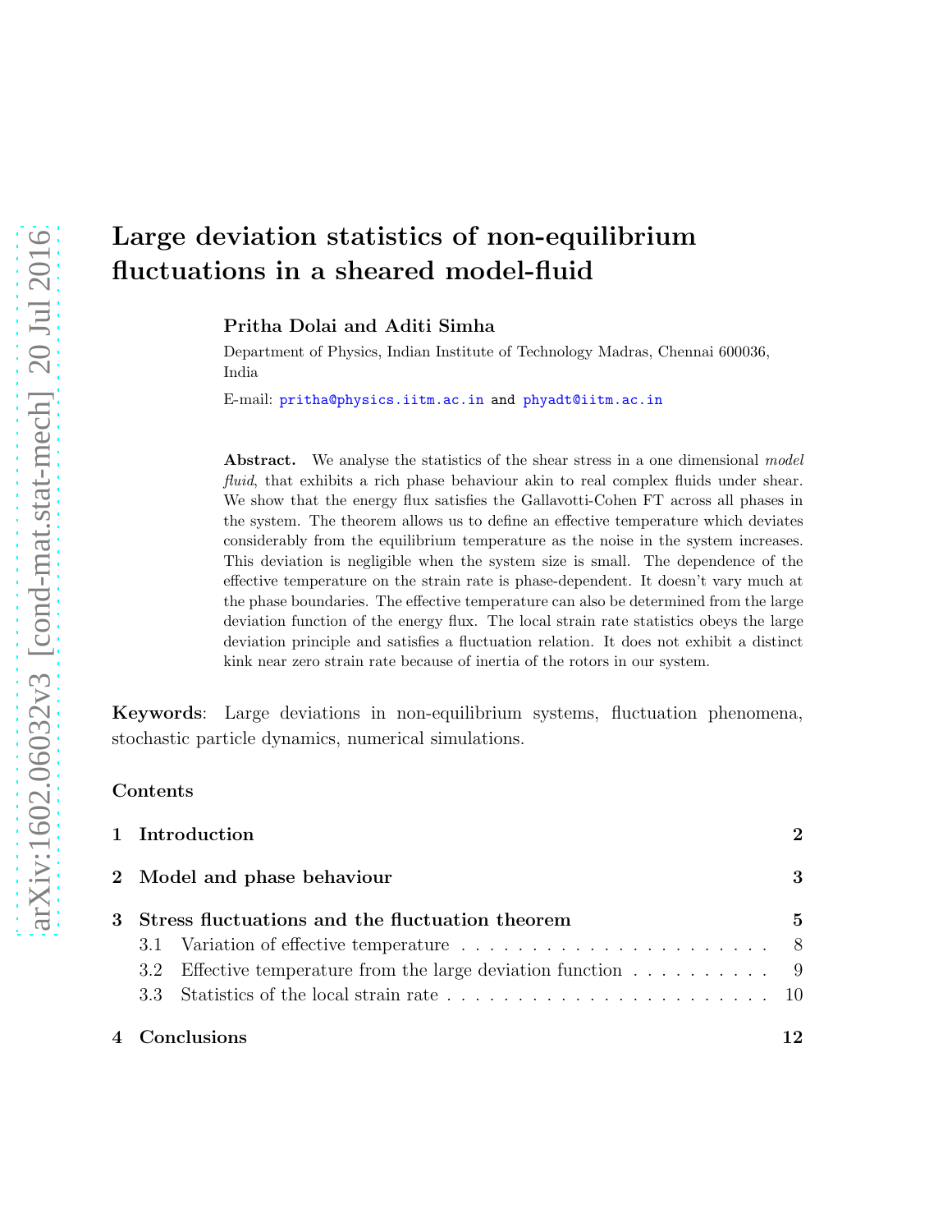# Large deviation statistics of non-equilibrium fluctuations in a sheared model-fluid

**Pritha Dolai and Aditi Simha**

Department of Physics, Indian Institute of Technology Madras, Chennai 600036, India

E-mail: pritha@physics.iitm.ac.in and phyadt@iitm.ac.in

**Abstract.** We analyse the statistics of the shear stress in a one dimensional *model fluid*, that exhibits a rich phase behaviour akin to real complex fluids under shear. We show that the energy flux satisfies the Gallavotti-Cohen FT across all phases in the system. The theorem allows us to define an effective temperature which deviates considerably from the equilibrium temperature as the noise in the system increases. This deviation is negligible when the system size is small. The dependence of the effective temperature on the strain rate is phase-dependent. It doesn't vary much at the phase boundaries. The effective temperature can also be determined from the large deviation function of the energy flux. The local strain rate statistics obeys the large deviation principle and satisfies a fluctuation relation. It does not exhibit a distinct kink near zero strain rate because of inertia of the rotors in our system.

**Keywords**: Large deviations in non-equilibrium systems, fluctuation phenomena, stochastic particle dynamics, numerical simulations.

**Contents**

1 Introduction — 2

2 Model and phase behaviour — 3

3 Stress fluctuations and the fluctuation theorem — 5
- 3.1 Variation of effective temperature — 8
- 3.2 Effective temperature from the large deviation function — 9
- 3.3 Statistics of the local strain rate — 10

4 Conclusions — 12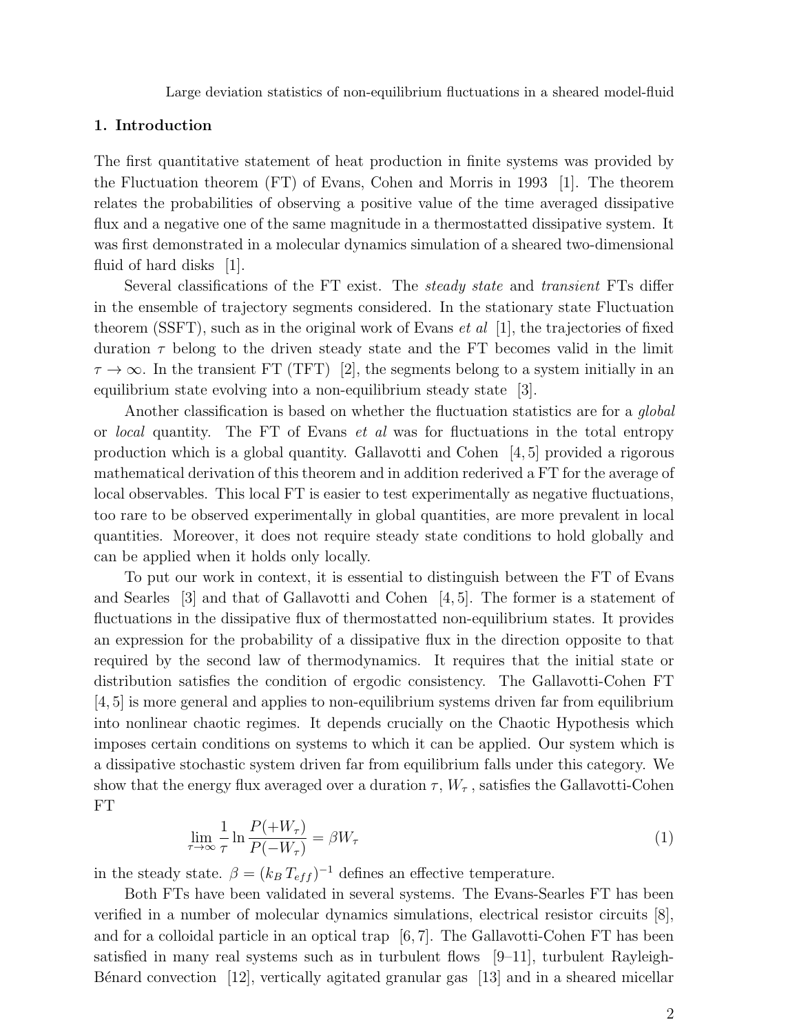## 1. Introduction

The first quantitative statement of heat production in finite systems was provided by the Fluctuation theorem (FT) of Evans, Cohen and Morris in 1993 [1]. The theorem relates the probabilities of observing a positive value of the time averaged dissipative flux and a negative one of the same magnitude in a thermostatted dissipative system. It was first demonstrated in a molecular dynamics simulation of a sheared two-dimensional fluid of hard disks [1].

Several classifications of the FT exist. The *steady state* and *transient* FTs differ in the ensemble of trajectory segments considered. In the stationary state Fluctuation theorem (SSFT), such as in the original work of Evans *et al* [1], the trajectories of fixed duration $\tau$ belong to the driven steady state and the FT becomes valid in the limit $\tau \rightarrow \infty$. In the transient FT (TFT) [2], the segments belong to a system initially in an equilibrium state evolving into a non-equilibrium steady state [3].

Another classification is based on whether the fluctuation statistics are for a *global* or *local* quantity. The FT of Evans *et al* was for fluctuations in the total entropy production which is a global quantity. Gallavotti and Cohen [4, 5] provided a rigorous mathematical derivation of this theorem and in addition rederived a FT for the average of local observables. This local FT is easier to test experimentally as negative fluctuations, too rare to be observed experimentally in global quantities, are more prevalent in local quantities. Moreover, it does not require steady state conditions to hold globally and can be applied when it holds only locally.

To put our work in context, it is essential to distinguish between the FT of Evans and Searles [3] and that of Gallavotti and Cohen [4, 5]. The former is a statement of fluctuations in the dissipative flux of thermostatted non-equilibrium states. It provides an expression for the probability of a dissipative flux in the direction opposite to that required by the second law of thermodynamics. It requires that the initial state or distribution satisfies the condition of ergodic consistency. The Gallavotti-Cohen FT [4, 5] is more general and applies to non-equilibrium systems driven far from equilibrium into nonlinear chaotic regimes. It depends crucially on the Chaotic Hypothesis which imposes certain conditions on systems to which it can be applied. Our system which is a dissipative stochastic system driven far from equilibrium falls under this category. We show that the energy flux averaged over a duration $\tau$, $W_\tau$ , satisfies the Gallavotti-Cohen FT

$$\lim_{\tau \to \infty} \frac{1}{\tau} \ln \frac{P(+W_\tau)}{P(-W_\tau)} = \beta W_\tau \tag{1}$$

in the steady state. $\beta = (k_B T_{eff})^{-1}$ defines an effective temperature.

Both FTs have been validated in several systems. The Evans-Searles FT has been verified in a number of molecular dynamics simulations, electrical resistor circuits [8], and for a colloidal particle in an optical trap [6, 7]. The Gallavotti-Cohen FT has been satisfied in many real systems such as in turbulent flows [9–11], turbulent Rayleigh-Bénard convection [12], vertically agitated granular gas [13] and in a sheared micellar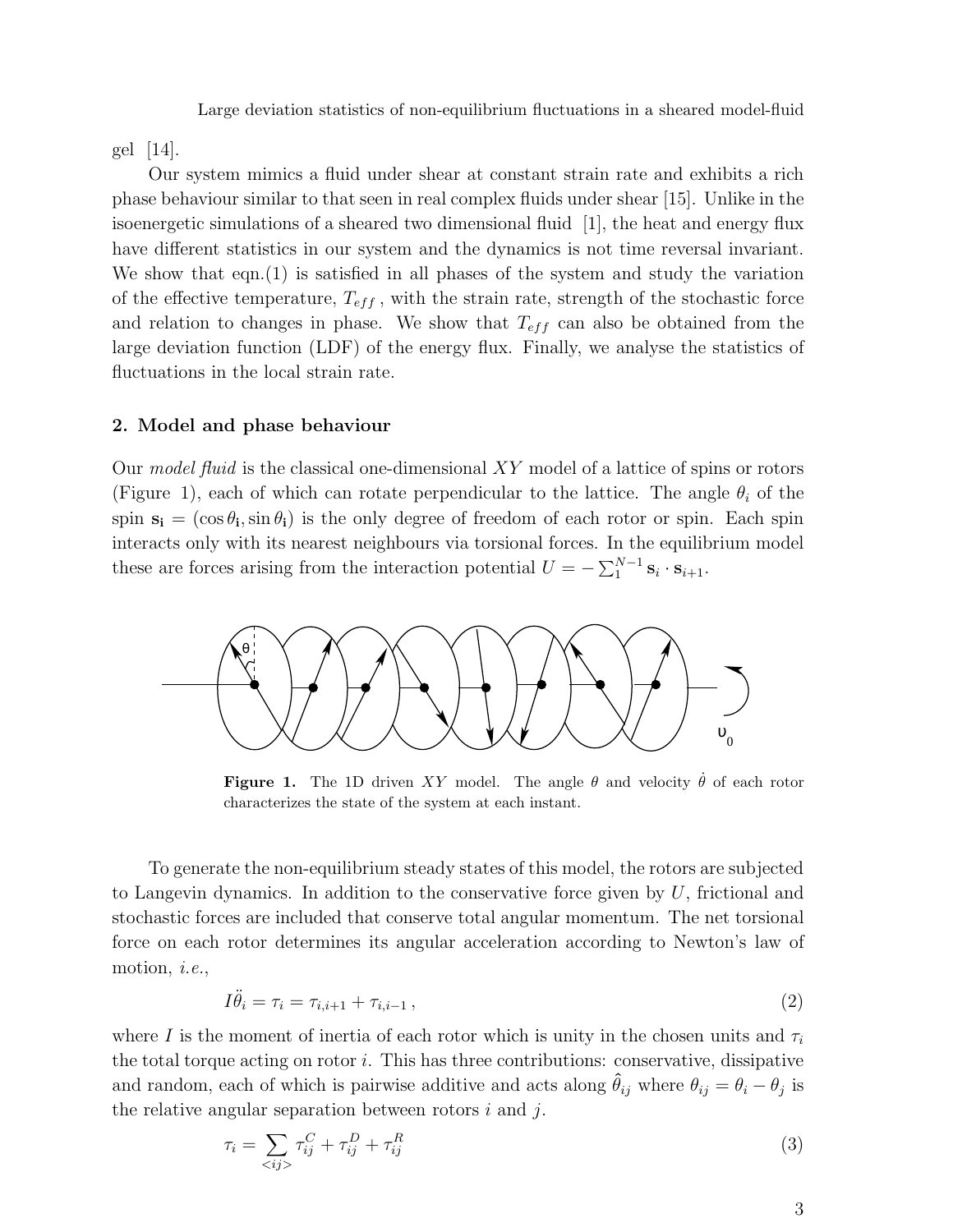gel [14].

Our system mimics a fluid under shear at constant strain rate and exhibits a rich phase behaviour similar to that seen in real complex fluids under shear [15]. Unlike in the isoenergetic simulations of a sheared two dimensional fluid [1], the heat and energy flux have different statistics in our system and the dynamics is not time reversal invariant. We show that eqn.(1) is satisfied in all phases of the system and study the variation of the effective temperature, $T_{eff}$, with the strain rate, strength of the stochastic force and relation to changes in phase. We show that $T_{eff}$ can also be obtained from the large deviation function (LDF) of the energy flux. Finally, we analyse the statistics of fluctuations in the local strain rate.

## 2. Model and phase behaviour

Our *model fluid* is the classical one-dimensional $XY$ model of a lattice of spins or rotors (Figure 1), each of which can rotate perpendicular to the lattice. The angle $\theta_i$ of the spin $\mathbf{s_i} = (\cos\theta_i, \sin\theta_i)$ is the only degree of freedom of each rotor or spin. Each spin interacts only with its nearest neighbours via torsional forces. In the equilibrium model these are forces arising from the interaction potential $U = -\sum_1^{N-1} \mathbf{s}_i \cdot \mathbf{s}_{i+1}$.

**Figure 1.** The 1D driven $XY$ model. The angle $\theta$ and velocity $\dot{\theta}$ of each rotor characterizes the state of the system at each instant.

To generate the non-equilibrium steady states of this model, the rotors are subjected to Langevin dynamics. In addition to the conservative force given by $U$, frictional and stochastic forces are included that conserve total angular momentum. The net torsional force on each rotor determines its angular acceleration according to Newton's law of motion, *i.e.*,

$$I\ddot{\theta}_i = \tau_i = \tau_{i,i+1} + \tau_{i,i-1}\,, \tag{2}$$

where $I$ is the moment of inertia of each rotor which is unity in the chosen units and $\tau_i$ the total torque acting on rotor $i$. This has three contributions: conservative, dissipative and random, each of which is pairwise additive and acts along $\hat{\theta}_{ij}$ where $\theta_{ij} = \theta_i - \theta_j$ is the relative angular separation between rotors $i$ and $j$.

$$\tau_i = \sum_{<ij>} \tau_{ij}^C + \tau_{ij}^D + \tau_{ij}^R \tag{3}$$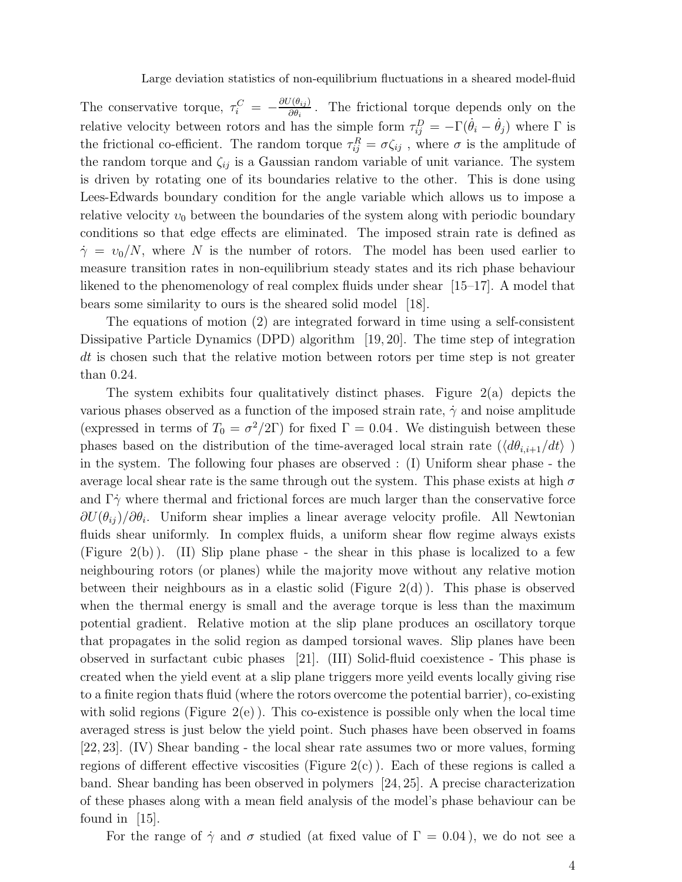The conservative torque, $\tau_i^C = -\frac{\partial U(\theta_{ij})}{\partial \theta_i}$ . The frictional torque depends only on the relative velocity between rotors and has the simple form $\tau_{ij}^D = -\Gamma(\dot{\theta}_i - \dot{\theta}_j)$ where $\Gamma$ is the frictional co-efficient. The random torque $\tau_{ij}^R = \sigma\zeta_{ij}$ , where $\sigma$ is the amplitude of the random torque and $\zeta_{ij}$ is a Gaussian random variable of unit variance. The system is driven by rotating one of its boundaries relative to the other. This is done using Lees-Edwards boundary condition for the angle variable which allows us to impose a relative velocity $\upsilon_0$ between the boundaries of the system along with periodic boundary conditions so that edge effects are eliminated. The imposed strain rate is defined as $\dot{\gamma} = \upsilon_0/N$, where $N$ is the number of rotors. The model has been used earlier to measure transition rates in non-equilibrium steady states and its rich phase behaviour likened to the phenomenology of real complex fluids under shear [15–17]. A model that bears some similarity to ours is the sheared solid model [18].

The equations of motion (2) are integrated forward in time using a self-consistent Dissipative Particle Dynamics (DPD) algorithm [19, 20]. The time step of integration $dt$ is chosen such that the relative motion between rotors per time step is not greater than 0.24.

The system exhibits four qualitatively distinct phases. Figure 2(a) depicts the various phases observed as a function of the imposed strain rate, $\dot{\gamma}$ and noise amplitude (expressed in terms of $T_0 = \sigma^2/2\Gamma$) for fixed $\Gamma = 0.04$ . We distinguish between these phases based on the distribution of the time-averaged local strain rate ($\langle d\theta_{i,i+1}/dt\rangle$ ) in the system. The following four phases are observed : (I) Uniform shear phase - the average local shear rate is the same through out the system. This phase exists at high $\sigma$ and $\Gamma\dot{\gamma}$ where thermal and frictional forces are much larger than the conservative force $\partial U(\theta_{ij})/\partial\theta_i$. Uniform shear implies a linear average velocity profile. All Newtonian fluids shear uniformly. In complex fluids, a uniform shear flow regime always exists (Figure 2(b) ). (II) Slip plane phase - the shear in this phase is localized to a few neighbouring rotors (or planes) while the majority move without any relative motion between their neighbours as in a elastic solid (Figure 2(d) ). This phase is observed when the thermal energy is small and the average torque is less than the maximum potential gradient. Relative motion at the slip plane produces an oscillatory torque that propagates in the solid region as damped torsional waves. Slip planes have been observed in surfactant cubic phases [21]. (III) Solid-fluid coexistence - This phase is created when the yield event at a slip plane triggers more yeild events locally giving rise to a finite region thats fluid (where the rotors overcome the potential barrier), co-existing with solid regions (Figure 2(e) ). This co-existence is possible only when the local time averaged stress is just below the yield point. Such phases have been observed in foams [22, 23]. (IV) Shear banding - the local shear rate assumes two or more values, forming regions of different effective viscosities (Figure 2(c) ). Each of these regions is called a band. Shear banding has been observed in polymers [24, 25]. A precise characterization of these phases along with a mean field analysis of the model's phase behaviour can be found in [15].

For the range of $\dot{\gamma}$ and $\sigma$ studied (at fixed value of $\Gamma = 0.04$ ), we do not see a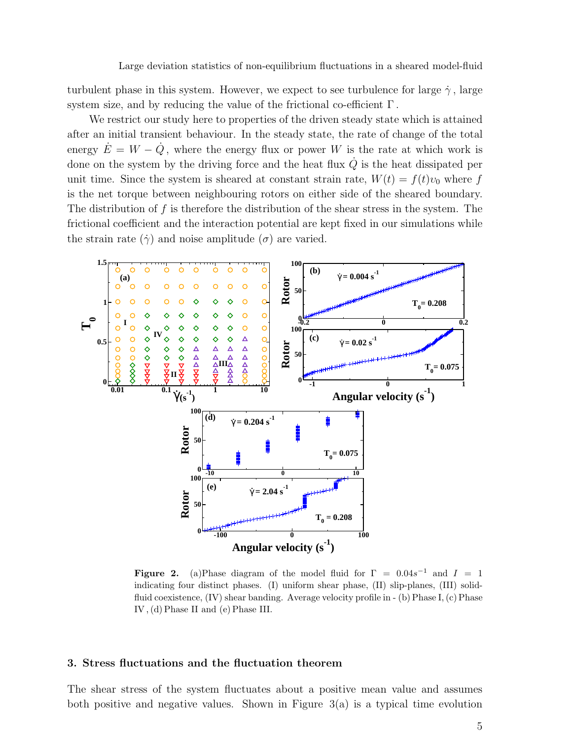turbulent phase in this system. However, we expect to see turbulence for large $\dot{\gamma}$, large system size, and by reducing the value of the frictional co-efficient $\Gamma$.

We restrict our study here to properties of the driven steady state which is attained after an initial transient behaviour. In the steady state, the rate of change of the total energy $\dot{E} = W - \dot{Q}$, where the energy flux or power $W$ is the rate at which work is done on the system by the driving force and the heat flux $\dot{Q}$ is the heat dissipated per unit time. Since the system is sheared at constant strain rate, $W(t) = f(t)v_0$ where $f$ is the net torque between neighbouring rotors on either side of the sheared boundary. The distribution of $f$ is therefore the distribution of the shear stress in the system. The frictional coefficient and the interaction potential are kept fixed in our simulations while the strain rate ($\dot{\gamma}$) and noise amplitude ($\sigma$) are varied.

**Figure 2.** (a)Phase diagram of the model fluid for $\Gamma = 0.04s^{-1}$ and $I = 1$ indicating four distinct phases. (I) uniform shear phase, (II) slip-planes, (III) solid-fluid coexistence, (IV) shear banding. Average velocity profile in - (b) Phase I, (c) Phase IV, (d) Phase II and (e) Phase III.

## 3. Stress fluctuations and the fluctuation theorem

The shear stress of the system fluctuates about a positive mean value and assumes both positive and negative values. Shown in Figure 3(a) is a typical time evolution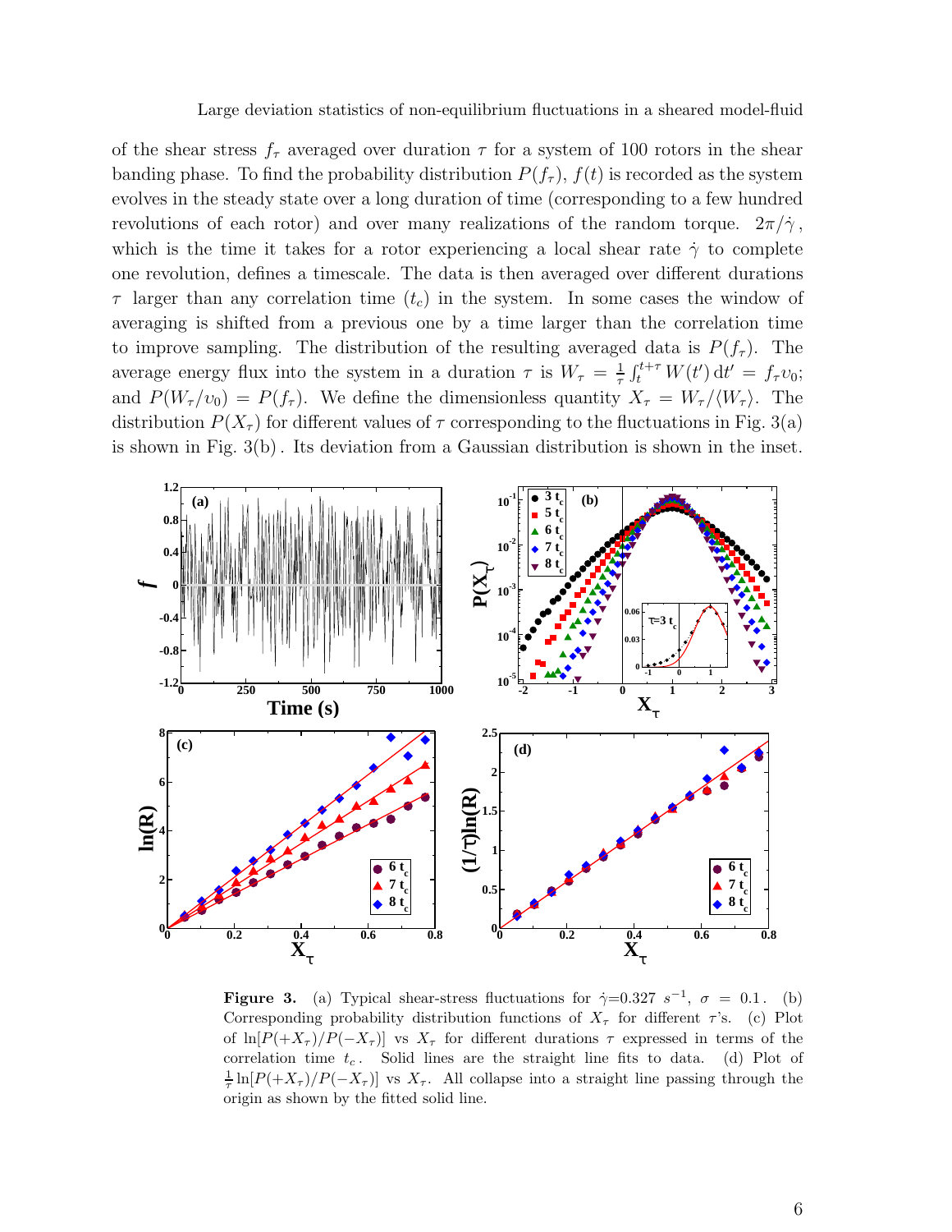of the shear stress $f_\tau$ averaged over duration $\tau$ for a system of 100 rotors in the shear banding phase. To find the probability distribution $P(f_\tau)$, $f(t)$ is recorded as the system evolves in the steady state over a long duration of time (corresponding to a few hundred revolutions of each rotor) and over many realizations of the random torque. $2\pi/\dot{\gamma}$, which is the time it takes for a rotor experiencing a local shear rate $\dot{\gamma}$ to complete one revolution, defines a timescale. The data is then averaged over different durations $\tau$ larger than any correlation time ($t_c$) in the system. In some cases the window of averaging is shifted from a previous one by a time larger than the correlation time to improve sampling. The distribution of the resulting averaged data is $P(f_\tau)$. The average energy flux into the system in a duration $\tau$ is $W_\tau = \frac{1}{\tau}\int_t^{t+\tau} W(t')\,\mathrm{d}t' = f_\tau v_0$; and $P(W_\tau/v_0) = P(f_\tau)$. We define the dimensionless quantity $X_\tau = W_\tau/\langle W_\tau \rangle$. The distribution $P(X_\tau)$ for different values of $\tau$ corresponding to the fluctuations in Fig. 3(a) is shown in Fig. 3(b). Its deviation from a Gaussian distribution is shown in the inset.

**Figure 3.** (a) Typical shear-stress fluctuations for $\dot{\gamma}$=0.327 $s^{-1}$, $\sigma = 0.1$. (b) Corresponding probability distribution functions of $X_\tau$ for different $\tau$'s. (c) Plot of $\ln[P(+X_\tau)/P(-X_\tau)]$ vs $X_\tau$ for different durations $\tau$ expressed in terms of the correlation time $t_c$. Solid lines are the straight line fits to data. (d) Plot of $\frac{1}{\tau}\ln[P(+X_\tau)/P(-X_\tau)]$ vs $X_\tau$. All collapse into a straight line passing through the origin as shown by the fitted solid line.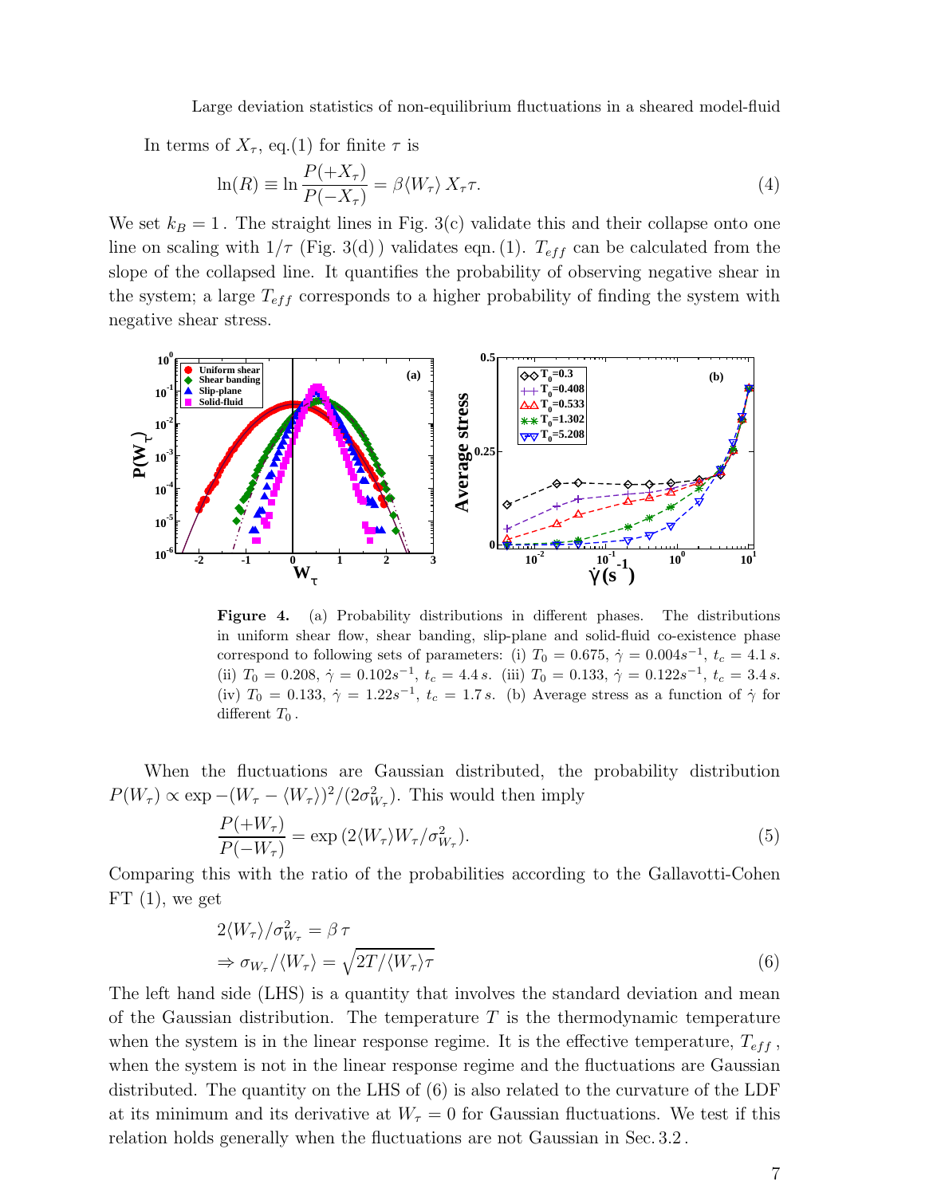In terms of $X_\tau$, eq.(1) for finite $\tau$ is

$$\ln(R) \equiv \ln \frac{P(+X_\tau)}{P(-X_\tau)} = \beta \langle W_\tau \rangle \, X_\tau \tau. \tag{4}$$

We set $k_B = 1$. The straight lines in Fig. 3(c) validate this and their collapse onto one line on scaling with $1/\tau$ (Fig. 3(d)) validates eqn. (1). $T_{eff}$ can be calculated from the slope of the collapsed line. It quantifies the probability of observing negative shear in the system; a large $T_{eff}$ corresponds to a higher probability of finding the system with negative shear stress.

**Figure 4.** (a) Probability distributions in different phases. The distributions in uniform shear flow, shear banding, slip-plane and solid-fluid co-existence phase correspond to following sets of parameters: (i) $T_0 = 0.675$, $\dot{\gamma} = 0.004 s^{-1}$, $t_c = 4.1\, s$. (ii) $T_0 = 0.208$, $\dot{\gamma} = 0.102 s^{-1}$, $t_c = 4.4\, s$. (iii) $T_0 = 0.133$, $\dot{\gamma} = 0.122 s^{-1}$, $t_c = 3.4\, s$. (iv) $T_0 = 0.133$, $\dot{\gamma} = 1.22 s^{-1}$, $t_c = 1.7\, s$. (b) Average stress as a function of $\dot{\gamma}$ for different $T_0$.

When the fluctuations are Gaussian distributed, the probability distribution $P(W_\tau) \propto \exp -(W_\tau - \langle W_\tau \rangle)^2/(2\sigma^2_{W_\tau})$. This would then imply

$$\frac{P(+W_\tau)}{P(-W_\tau)} = \exp\left(2\langle W_\tau \rangle W_\tau / \sigma^2_{W_\tau}\right). \tag{5}$$

Comparing this with the ratio of the probabilities according to the Gallavotti-Cohen FT (1), we get

$$\begin{aligned} &2\langle W_\tau \rangle / \sigma^2_{W_\tau} = \beta\, \tau \\ &\Rightarrow \sigma_{W_\tau} / \langle W_\tau \rangle = \sqrt{2T/\langle W_\tau \rangle \tau} \end{aligned} \tag{6}$$

The left hand side (LHS) is a quantity that involves the standard deviation and mean of the Gaussian distribution. The temperature $T$ is the thermodynamic temperature when the system is in the linear response regime. It is the effective temperature, $T_{eff}$, when the system is not in the linear response regime and the fluctuations are Gaussian distributed. The quantity on the LHS of (6) is also related to the curvature of the LDF at its minimum and its derivative at $W_\tau = 0$ for Gaussian fluctuations. We test if this relation holds generally when the fluctuations are not Gaussian in Sec. 3.2.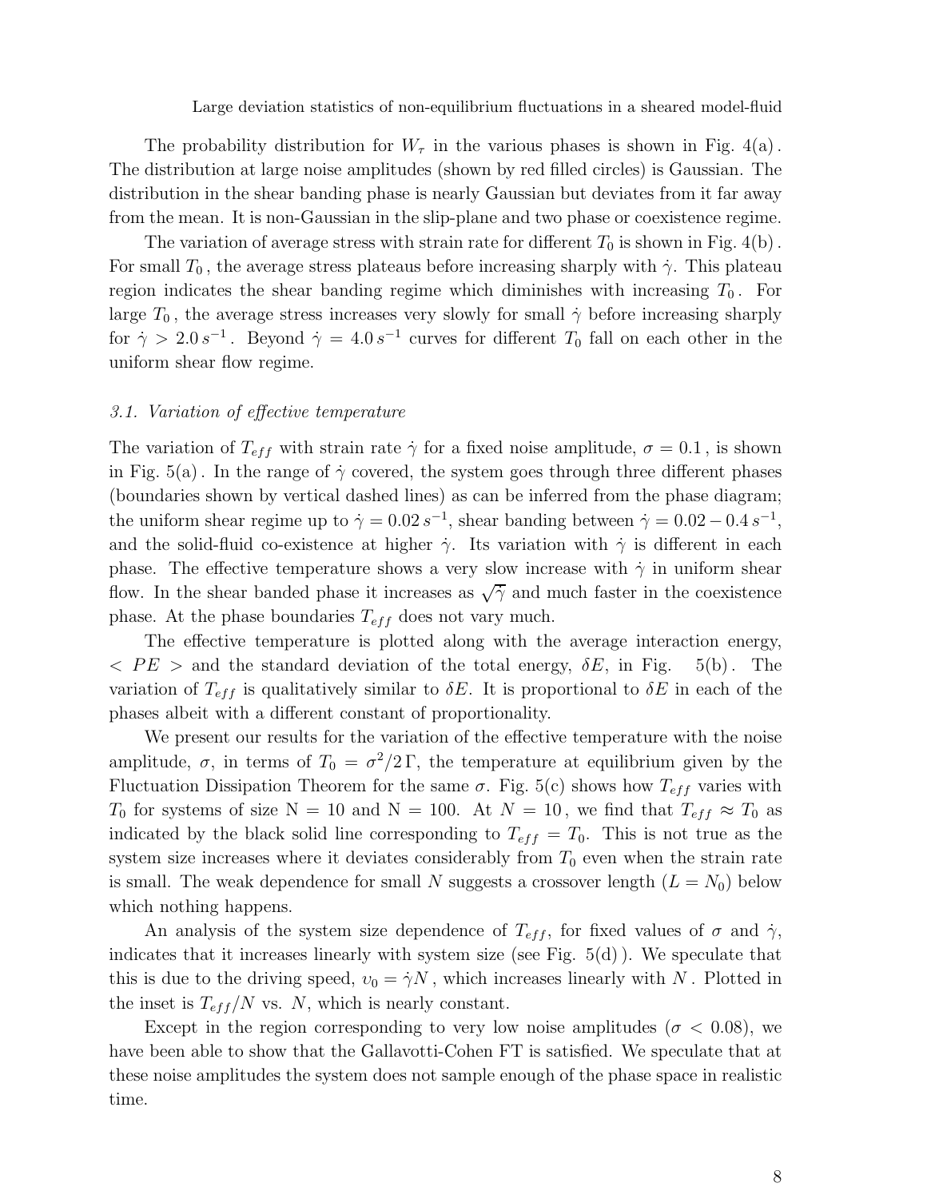The probability distribution for $W_\tau$ in the various phases is shown in Fig. 4(a). The distribution at large noise amplitudes (shown by red filled circles) is Gaussian. The distribution in the shear banding phase is nearly Gaussian but deviates from it far away from the mean. It is non-Gaussian in the slip-plane and two phase or coexistence regime.

The variation of average stress with strain rate for different $T_0$ is shown in Fig. 4(b). For small $T_0$, the average stress plateaus before increasing sharply with $\dot{\gamma}$. This plateau region indicates the shear banding regime which diminishes with increasing $T_0$. For large $T_0$, the average stress increases very slowly for small $\dot{\gamma}$ before increasing sharply for $\dot{\gamma} > 2.0\, s^{-1}$. Beyond $\dot{\gamma} = 4.0\, s^{-1}$ curves for different $T_0$ fall on each other in the uniform shear flow regime.

### *3.1. Variation of effective temperature*

The variation of $T_{eff}$ with strain rate $\dot{\gamma}$ for a fixed noise amplitude, $\sigma = 0.1$, is shown in Fig. 5(a). In the range of $\dot{\gamma}$ covered, the system goes through three different phases (boundaries shown by vertical dashed lines) as can be inferred from the phase diagram; the uniform shear regime up to $\dot{\gamma} = 0.02\, s^{-1}$, shear banding between $\dot{\gamma} = 0.02 - 0.4\, s^{-1}$, and the solid-fluid co-existence at higher $\dot{\gamma}$. Its variation with $\dot{\gamma}$ is different in each phase. The effective temperature shows a very slow increase with $\dot{\gamma}$ in uniform shear flow. In the shear banded phase it increases as $\sqrt{\dot{\gamma}}$ and much faster in the coexistence phase. At the phase boundaries $T_{eff}$ does not vary much.

The effective temperature is plotted along with the average interaction energy, $< PE >$ and the standard deviation of the total energy, $\delta E$, in Fig. 5(b). The variation of $T_{eff}$ is qualitatively similar to $\delta E$. It is proportional to $\delta E$ in each of the phases albeit with a different constant of proportionality.

We present our results for the variation of the effective temperature with the noise amplitude, $\sigma$, in terms of $T_0 = \sigma^2/2\,\Gamma$, the temperature at equilibrium given by the Fluctuation Dissipation Theorem for the same $\sigma$. Fig. 5(c) shows how $T_{eff}$ varies with $T_0$ for systems of size N = 10 and N = 100. At $N = 10$, we find that $T_{eff} \approx T_0$ as indicated by the black solid line corresponding to $T_{eff} = T_0$. This is not true as the system size increases where it deviates considerably from $T_0$ even when the strain rate is small. The weak dependence for small $N$ suggests a crossover length ($L = N_0$) below which nothing happens.

An analysis of the system size dependence of $T_{eff}$, for fixed values of $\sigma$ and $\dot{\gamma}$, indicates that it increases linearly with system size (see Fig. 5(d)). We speculate that this is due to the driving speed, $v_0 = \dot{\gamma} N$, which increases linearly with $N$. Plotted in the inset is $T_{eff}/N$ vs. $N$, which is nearly constant.

Except in the region corresponding to very low noise amplitudes ($\sigma < 0.08$), we have been able to show that the Gallavotti-Cohen FT is satisfied. We speculate that at these noise amplitudes the system does not sample enough of the phase space in realistic time.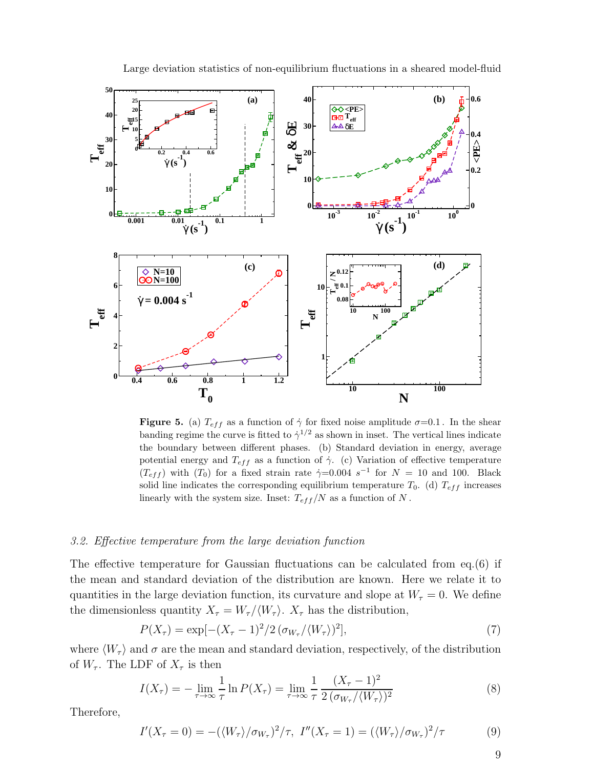**Figure 5.** (a) $T_{eff}$ as a function of $\dot{\gamma}$ for fixed noise amplitude $\sigma$=0.1 . In the shear banding regime the curve is fitted to $\dot{\gamma}^{1/2}$ as shown in inset. The vertical lines indicate the boundary between different phases. (b) Standard deviation in energy, average potential energy and $T_{eff}$ as a function of $\dot{\gamma}$. (c) Variation of effective temperature ($T_{eff}$) with ($T_0$) for a fixed strain rate $\dot{\gamma}$=0.004 $s^{-1}$ for $N$ = 10 and 100. Black solid line indicates the corresponding equilibrium temperature $T_0$. (d) $T_{eff}$ increases linearly with the system size. Inset: $T_{eff}/N$ as a function of $N$ .

### *3.2. Effective temperature from the large deviation function*

The effective temperature for Gaussian fluctuations can be calculated from eq.(6) if the mean and standard deviation of the distribution are known. Here we relate it to quantities in the large deviation function, its curvature and slope at $W_\tau = 0$. We define the dimensionless quantity $X_\tau = W_\tau/\langle W_\tau\rangle$. $X_\tau$ has the distribution,

$$P(X_\tau) = \exp[-(X_\tau - 1)^2/2\,(\sigma_{W_\tau}/\langle W_\tau\rangle)^2], \tag{7}$$

where $\langle W_\tau\rangle$ and $\sigma$ are the mean and standard deviation, respectively, of the distribution of $W_\tau$. The LDF of $X_\tau$ is then

$$I(X_\tau) = -\lim_{\tau\to\infty}\frac{1}{\tau}\ln P(X_\tau) = \lim_{\tau\to\infty}\frac{1}{\tau}\,\frac{(X_\tau - 1)^2}{2\,(\sigma_{W_\tau}/\langle W_\tau\rangle)^2} \tag{8}$$

Therefore,

$$I'(X_\tau = 0) = -(\langle W_\tau\rangle/\sigma_{W_\tau})^2/\tau,\ \ I''(X_\tau = 1) = (\langle W_\tau\rangle/\sigma_{W_\tau})^2/\tau \tag{9}$$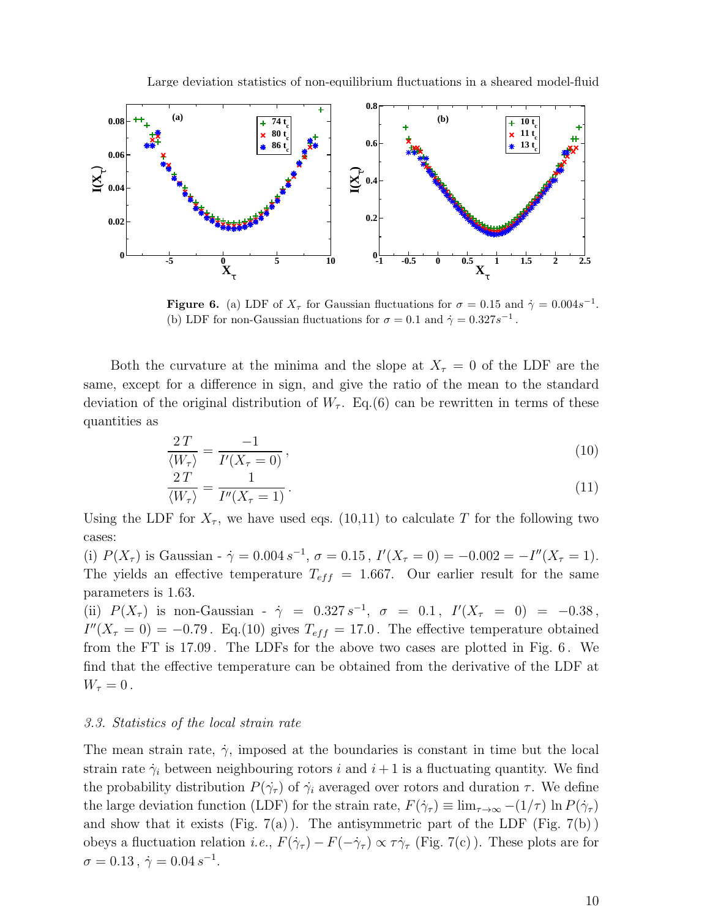**Figure 6.** (a) LDF of $X_\tau$ for Gaussian fluctuations for $\sigma = 0.15$ and $\dot{\gamma} = 0.004 s^{-1}$. (b) LDF for non-Gaussian fluctuations for $\sigma = 0.1$ and $\dot{\gamma} = 0.327 s^{-1}$.

Both the curvature at the minima and the slope at $X_\tau = 0$ of the LDF are the same, except for a difference in sign, and give the ratio of the mean to the standard deviation of the original distribution of $W_\tau$. Eq.(6) can be rewritten in terms of these quantities as

$$\frac{2\,T}{\langle W_\tau \rangle} = \frac{-1}{I'(X_\tau = 0)}\,, \tag{10}$$

$$\frac{2\,T}{\langle W_\tau \rangle} = \frac{1}{I''(X_\tau = 1)}\,. \tag{11}$$

Using the LDF for $X_\tau$, we have used eqs. (10,11) to calculate $T$ for the following two cases:

(i) $P(X_\tau)$ is Gaussian - $\dot{\gamma} = 0.004\, s^{-1}$, $\sigma = 0.15$, $I'(X_\tau = 0) = -0.002 = -I''(X_\tau = 1)$. The yields an effective temperature $T_{eff} = 1.667$. Our earlier result for the same parameters is 1.63.

(ii) $P(X_\tau)$ is non-Gaussian - $\dot{\gamma} = 0.327\, s^{-1}$, $\sigma = 0.1$, $I'(X_\tau = 0) = -0.38$, $I''(X_\tau = 0) = -0.79$. Eq.(10) gives $T_{eff} = 17.0$. The effective temperature obtained from the FT is 17.09. The LDFs for the above two cases are plotted in Fig. 6. We find that the effective temperature can be obtained from the derivative of the LDF at $W_\tau = 0$.

### 3.3. Statistics of the local strain rate

The mean strain rate, $\dot{\gamma}$, imposed at the boundaries is constant in time but the local strain rate $\dot{\gamma}_i$ between neighbouring rotors $i$ and $i+1$ is a fluctuating quantity. We find the probability distribution $P(\dot{\gamma}_\tau)$ of $\dot{\gamma}_i$ averaged over rotors and duration $\tau$. We define the large deviation function (LDF) for the strain rate, $F(\dot{\gamma}_\tau) \equiv \lim_{\tau \to \infty} -(1/\tau) \ln P(\dot{\gamma}_\tau)$ and show that it exists (Fig. 7(a)). The antisymmetric part of the LDF (Fig. 7(b)) obeys a fluctuation relation *i.e.*, $F(\dot{\gamma}_\tau) - F(-\dot{\gamma}_\tau) \propto \tau \dot{\gamma}_\tau$ (Fig. 7(c)). These plots are for $\sigma = 0.13$, $\dot{\gamma} = 0.04\, s^{-1}$.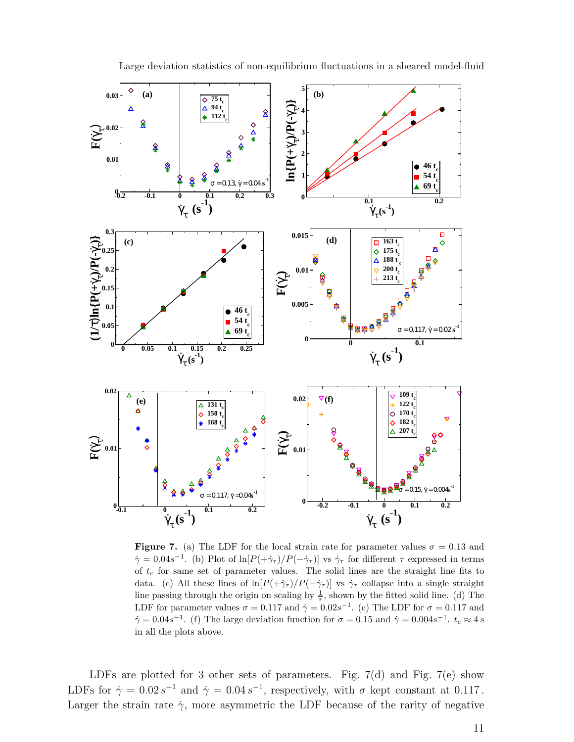**Figure 7.** (a) The LDF for the local strain rate for parameter values $\sigma = 0.13$ and $\dot{\gamma} = 0.04s^{-1}$. (b) Plot of $\ln[P(+\dot{\gamma}_\tau)/P(-\dot{\gamma}_\tau)]$ vs $\dot{\gamma}_\tau$ for different $\tau$ expressed in terms of $t_c$ for same set of parameter values. The solid lines are the straight line fits to data. (c) All these lines of $\ln[P(+\dot{\gamma}_\tau)/P(-\dot{\gamma}_\tau)]$ vs $\dot{\gamma}_\tau$ collapse into a single straight line passing through the origin on scaling by $\frac{1}{\tau}$, shown by the fitted solid line. (d) The LDF for parameter values $\sigma = 0.117$ and $\dot{\gamma} = 0.02s^{-1}$. (e) The LDF for $\sigma = 0.117$ and $\dot{\gamma} = 0.04s^{-1}$. (f) The large deviation function for $\sigma = 0.15$ and $\dot{\gamma} = 0.004s^{-1}$. $t_c \approx 4\,s$ in all the plots above.

LDFs are plotted for 3 other sets of parameters. Fig. 7(d) and Fig. 7(e) show LDFs for $\dot{\gamma} = 0.02\,s^{-1}$ and $\dot{\gamma} = 0.04\,s^{-1}$, respectively, with $\sigma$ kept constant at 0.117. Larger the strain rate $\dot{\gamma}$, more asymmetric the LDF because of the rarity of negative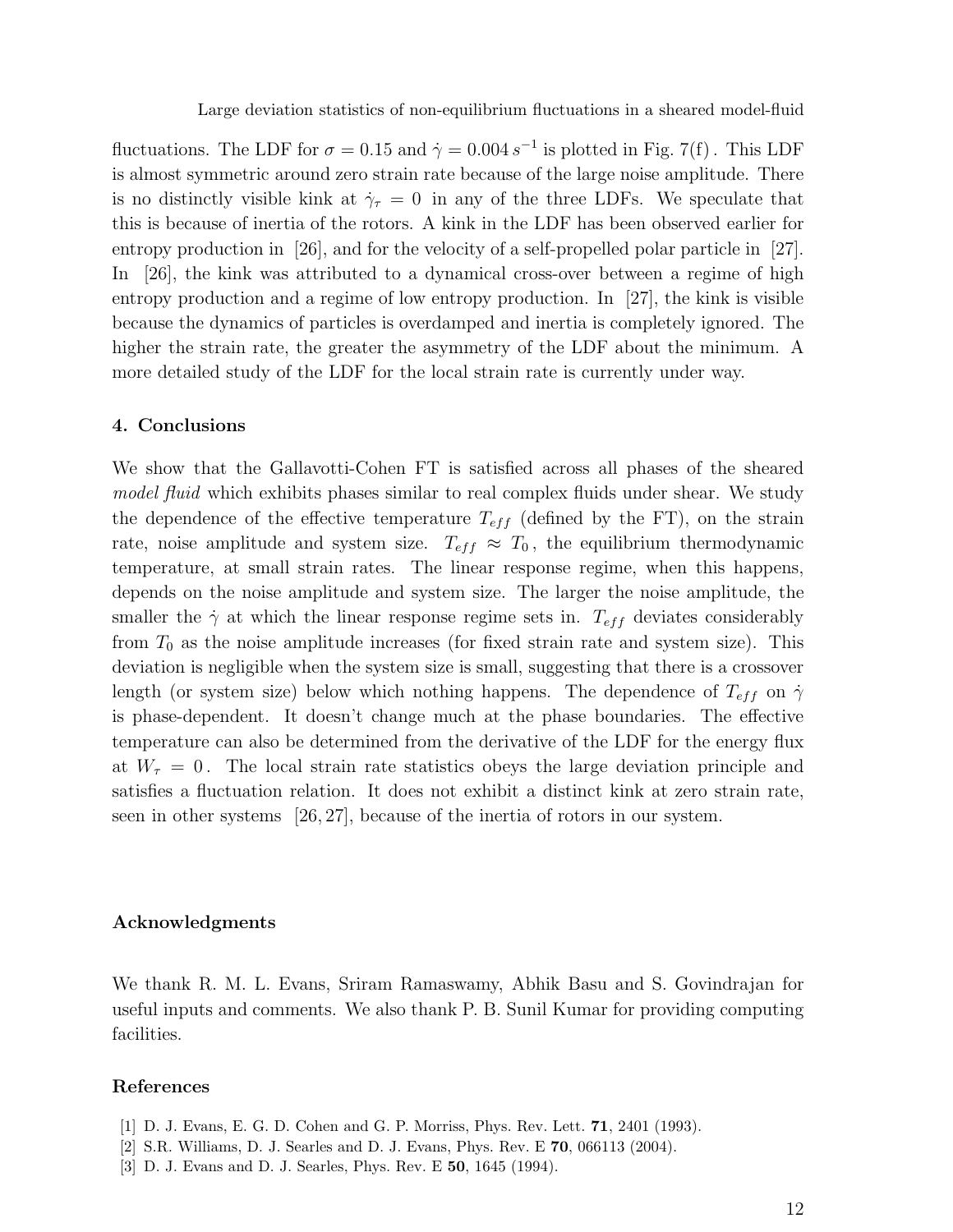fluctuations. The LDF for $\sigma = 0.15$ and $\dot{\gamma} = 0.004\,s^{-1}$ is plotted in Fig. 7(f). This LDF is almost symmetric around zero strain rate because of the large noise amplitude. There is no distinctly visible kink at $\dot{\gamma}_\tau = 0$ in any of the three LDFs. We speculate that this is because of inertia of the rotors. A kink in the LDF has been observed earlier for entropy production in [26], and for the velocity of a self-propelled polar particle in [27]. In [26], the kink was attributed to a dynamical cross-over between a regime of high entropy production and a regime of low entropy production. In [27], the kink is visible because the dynamics of particles is overdamped and inertia is completely ignored. The higher the strain rate, the greater the asymmetry of the LDF about the minimum. A more detailed study of the LDF for the local strain rate is currently under way.

## 4. Conclusions

We show that the Gallavotti-Cohen FT is satisfied across all phases of the sheared *model fluid* which exhibits phases similar to real complex fluids under shear. We study the dependence of the effective temperature $T_{eff}$ (defined by the FT), on the strain rate, noise amplitude and system size. $T_{eff} \approx T_0$, the equilibrium thermodynamic temperature, at small strain rates. The linear response regime, when this happens, depends on the noise amplitude and system size. The larger the noise amplitude, the smaller the $\dot{\gamma}$ at which the linear response regime sets in. $T_{eff}$ deviates considerably from $T_0$ as the noise amplitude increases (for fixed strain rate and system size). This deviation is negligible when the system size is small, suggesting that there is a crossover length (or system size) below which nothing happens. The dependence of $T_{eff}$ on $\dot{\gamma}$ is phase-dependent. It doesn't change much at the phase boundaries. The effective temperature can also be determined from the derivative of the LDF for the energy flux at $W_\tau = 0$. The local strain rate statistics obeys the large deviation principle and satisfies a fluctuation relation. It does not exhibit a distinct kink at zero strain rate, seen in other systems [26, 27], because of the inertia of rotors in our system.

## Acknowledgments

We thank R. M. L. Evans, Sriram Ramaswamy, Abhik Basu and S. Govindrajan for useful inputs and comments. We also thank P. B. Sunil Kumar for providing computing facilities.

## References

[1] D. J. Evans, E. G. D. Cohen and G. P. Morriss, Phys. Rev. Lett. **71**, 2401 (1993).
[2] S.R. Williams, D. J. Searles and D. J. Evans, Phys. Rev. E **70**, 066113 (2004).
[3] D. J. Evans and D. J. Searles, Phys. Rev. E **50**, 1645 (1994).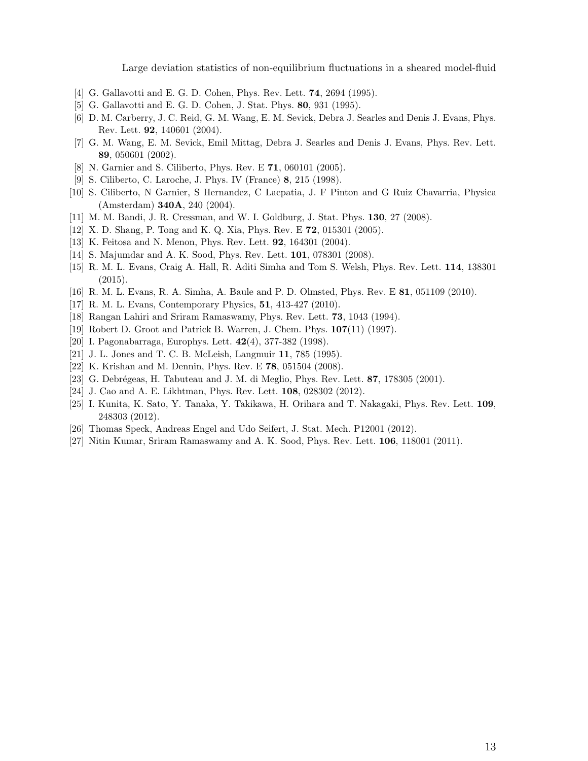[4] G. Gallavotti and E. G. D. Cohen, Phys. Rev. Lett. **74**, 2694 (1995).

[5] G. Gallavotti and E. G. D. Cohen, J. Stat. Phys. **80**, 931 (1995).

[6] D. M. Carberry, J. C. Reid, G. M. Wang, E. M. Sevick, Debra J. Searles and Denis J. Evans, Phys. Rev. Lett. **92**, 140601 (2004).

[7] G. M. Wang, E. M. Sevick, Emil Mittag, Debra J. Searles and Denis J. Evans, Phys. Rev. Lett. **89**, 050601 (2002).

[8] N. Garnier and S. Ciliberto, Phys. Rev. E **71**, 060101 (2005).

[9] S. Ciliberto, C. Laroche, J. Phys. IV (France) **8**, 215 (1998).

[10] S. Ciliberto, N Garnier, S Hernandez, C Lacpatia, J. F Pinton and G Ruiz Chavarria, Physica (Amsterdam) **340A**, 240 (2004).

[11] M. M. Bandi, J. R. Cressman, and W. I. Goldburg, J. Stat. Phys. **130**, 27 (2008).

[12] X. D. Shang, P. Tong and K. Q. Xia, Phys. Rev. E **72**, 015301 (2005).

[13] K. Feitosa and N. Menon, Phys. Rev. Lett. **92**, 164301 (2004).

[14] S. Majumdar and A. K. Sood, Phys. Rev. Lett. **101**, 078301 (2008).

[15] R. M. L. Evans, Craig A. Hall, R. Aditi Simha and Tom S. Welsh, Phys. Rev. Lett. **114**, 138301 (2015).

[16] R. M. L. Evans, R. A. Simha, A. Baule and P. D. Olmsted, Phys. Rev. E **81**, 051109 (2010).

[17] R. M. L. Evans, Contemporary Physics, **51**, 413-427 (2010).

[18] Rangan Lahiri and Sriram Ramaswamy, Phys. Rev. Lett. **73**, 1043 (1994).

[19] Robert D. Groot and Patrick B. Warren, J. Chem. Phys. **107**(11) (1997).

[20] I. Pagonabarraga, Europhys. Lett. **42**(4), 377-382 (1998).

[21] J. L. Jones and T. C. B. McLeish, Langmuir **11**, 785 (1995).

[22] K. Krishan and M. Dennin, Phys. Rev. E **78**, 051504 (2008).

[23] G. Debrégeas, H. Tabuteau and J. M. di Meglio, Phys. Rev. Lett. **87**, 178305 (2001).

[24] J. Cao and A. E. Likhtman, Phys. Rev. Lett. **108**, 028302 (2012).

[25] I. Kunita, K. Sato, Y. Tanaka, Y. Takikawa, H. Orihara and T. Nakagaki, Phys. Rev. Lett. **109**, 248303 (2012).

[26] Thomas Speck, Andreas Engel and Udo Seifert, J. Stat. Mech. P12001 (2012).

[27] Nitin Kumar, Sriram Ramaswamy and A. K. Sood, Phys. Rev. Lett. **106**, 118001 (2011).